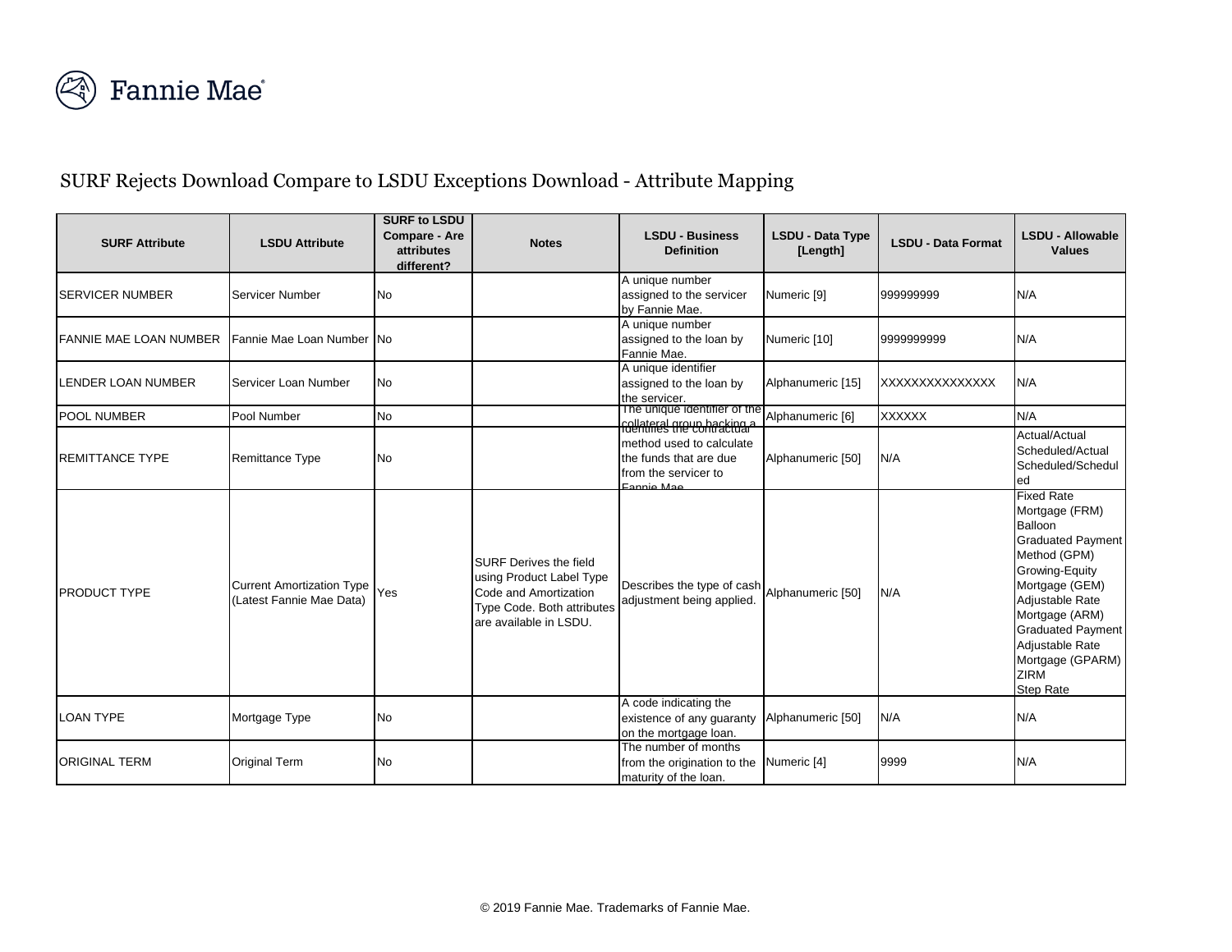Fannie Mae

# SURF Rejects Download Compare to LSDU Exceptions Download - Attribute Mapping

| SURF Attribute | LSDU Attribute | SURF to LSDU Compare - Are attributes different? | Notes | LSDU - Business Definition | LSDU - Data Type [Length] | LSDU - Data Format | LSDU - Allowable Values |
|---|---|---|---|---|---|---|---|
| SERVICER NUMBER | Servicer Number | No | | A unique number assigned to the servicer by Fannie Mae. | Numeric [9] | 999999999 | N/A |
| FANNIE MAE LOAN NUMBER | Fannie Mae Loan Number | No | | A unique number assigned to the loan by Fannie Mae. | Numeric [10] | 9999999999 | N/A |
| LENDER LOAN NUMBER | Servicer Loan Number | No | | A unique identifier assigned to the loan by the servicer. | Alphanumeric [15] | XXXXXXXXXXXXXXX | N/A |
| POOL NUMBER | Pool Number | No | | The unique identifier of the collateral group backing a | Alphanumeric [6] | XXXXXX | N/A |
| REMITTANCE TYPE | Remittance Type | No | | Identifies the contractual method used to calculate the funds that are due from the servicer to Fannie Mae. | Alphanumeric [50] | N/A | Actual/Actual<br>Scheduled/Actual<br>Scheduled/Scheduled |
| PRODUCT TYPE | Current Amortization Type (Latest Fannie Mae Data) | Yes | SURF Derives the field using Product Label Type Code and Amortization Type Code. Both attributes are available in LSDU. | Describes the type of cash adjustment being applied. | Alphanumeric [50] | N/A | Fixed Rate Mortgage (FRM)<br>Balloon<br>Graduated Payment Method (GPM)<br>Growing-Equity Mortgage (GEM)<br>Adjustable Rate Mortgage (ARM)<br>Graduated Payment Adjustable Rate Mortgage (GPARM)<br>ZIRM<br>Step Rate |
| LOAN TYPE | Mortgage Type | No | | A code indicating the existence of any guaranty on the mortgage loan. | Alphanumeric [50] | N/A | N/A |
| ORIGINAL TERM | Original Term | No | | The number of months from the origination to the maturity of the loan. | Numeric [4] | 9999 | N/A |

© 2019 Fannie Mae. Trademarks of Fannie Mae.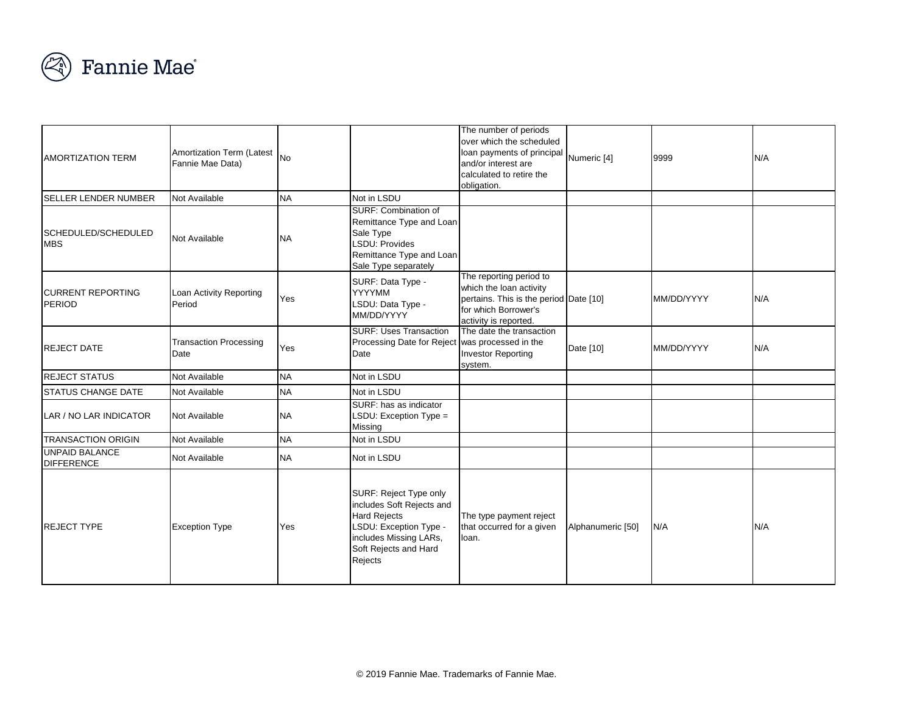| AMORTIZATION TERM | Amortization Term (Latest Fannie Mae Data) | No | | The number of periods over which the scheduled loan payments of principal and/or interest are calculated to retire the obligation. | Numeric [4] | 9999 | N/A |
|---|---|---|---|---|---|---|---|
| SELLER LENDER NUMBER | Not Available | NA | Not in LSDU | | | | |
| SCHEDULED/SCHEDULED MBS | Not Available | NA | SURF: Combination of Remittance Type and Loan Sale Type<br>LSDU: Provides Remittance Type and Loan Sale Type separately | | | | |
| CURRENT REPORTING PERIOD | Loan Activity Reporting Period | Yes | SURF: Data Type - YYYYMM<br>LSDU: Data Type - MM/DD/YYYY | The reporting period to which the loan activity pertains. This is the period for which Borrower's activity is reported. | Date [10] | MM/DD/YYYY | N/A |
| REJECT DATE | Transaction Processing Date | Yes | SURF: Uses Transaction Processing Date for Reject Date | The date the transaction was processed in the Investor Reporting system. | Date [10] | MM/DD/YYYY | N/A |
| REJECT STATUS | Not Available | NA | Not in LSDU | | | | |
| STATUS CHANGE DATE | Not Available | NA | Not in LSDU | | | | |
| LAR / NO LAR INDICATOR | Not Available | NA | SURF: has as indicator<br>LSDU: Exception Type = Missing | | | | |
| TRANSACTION ORIGIN | Not Available | NA | Not in LSDU | | | | |
| UNPAID BALANCE DIFFERENCE | Not Available | NA | Not in LSDU | | | | |
| REJECT TYPE | Exception Type | Yes | SURF: Reject Type only includes Soft Rejects and Hard Rejects<br>LSDU: Exception Type - includes Missing LARs, Soft Rejects and Hard Rejects | The type payment reject that occurred for a given loan. | Alphanumeric [50] | N/A | N/A |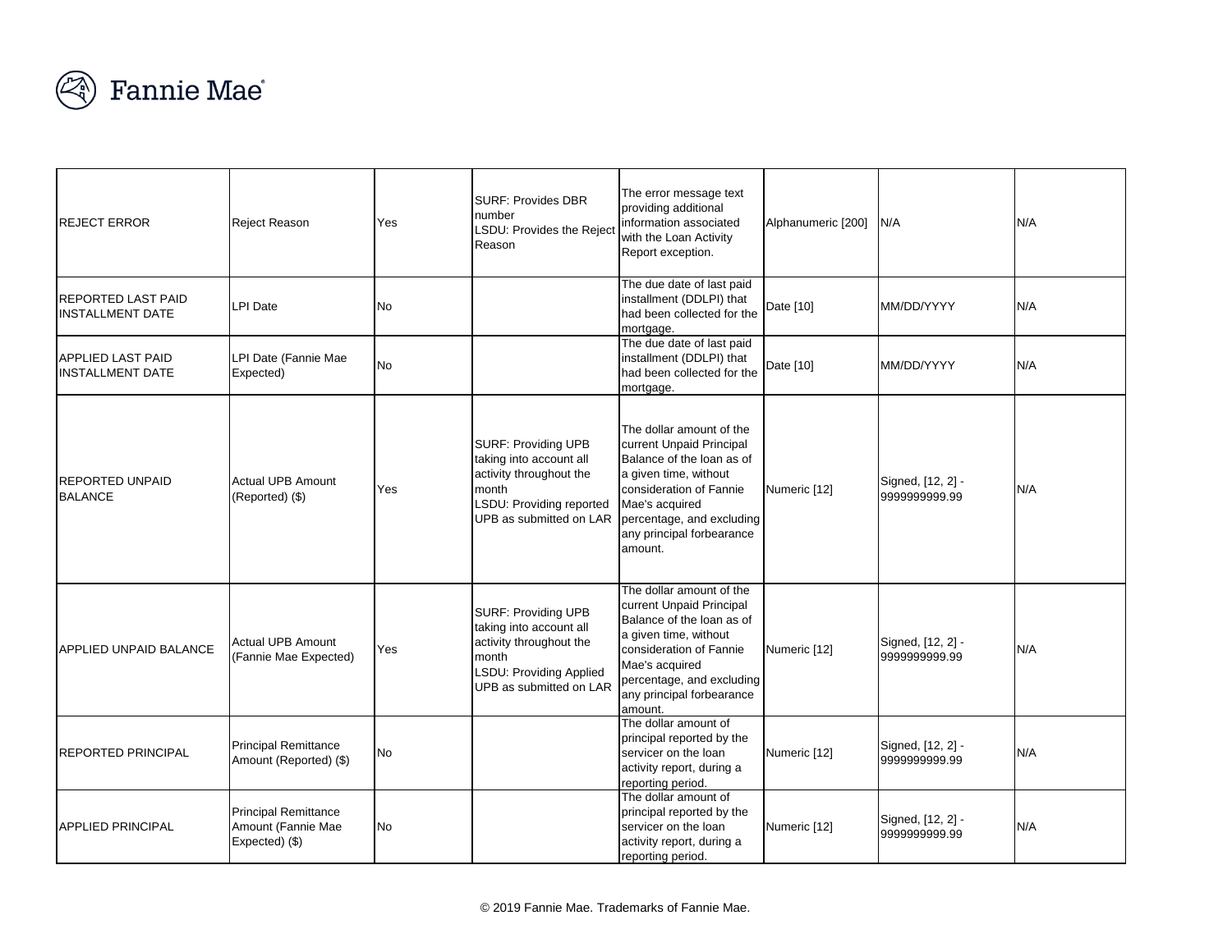| | | | | | | | |
|---|---|---|---|---|---|---|---|
| REJECT ERROR | Reject Reason | Yes | SURF: Provides DBR number<br>LSDU: Provides the Reject Reason | The error message text providing additional information associated with the Loan Activity Report exception. | Alphanumeric [200] | N/A | N/A |
| REPORTED LAST PAID INSTALLMENT DATE | LPI Date | No | | The due date of last paid installment (DDLPI) that had been collected for the mortgage. | Date [10] | MM/DD/YYYY | N/A |
| APPLIED LAST PAID INSTALLMENT DATE | LPI Date (Fannie Mae Expected) | No | | The due date of last paid installment (DDLPI) that had been collected for the mortgage. | Date [10] | MM/DD/YYYY | N/A |
| REPORTED UNPAID BALANCE | Actual UPB Amount (Reported) ($) | Yes | SURF: Providing UPB taking into account all activity throughout the month<br>LSDU: Providing reported UPB as submitted on LAR | The dollar amount of the current Unpaid Principal Balance of the loan as of a given time, without consideration of Fannie Mae's acquired percentage, and excluding any principal forbearance amount. | Numeric [12] | Signed, [12, 2] - 9999999999.99 | N/A |
| APPLIED UNPAID BALANCE | Actual UPB Amount (Fannie Mae Expected) | Yes | SURF: Providing UPB taking into account all activity throughout the month<br>LSDU: Providing Applied UPB as submitted on LAR | The dollar amount of the current Unpaid Principal Balance of the loan as of a given time, without consideration of Fannie Mae's acquired percentage, and excluding any principal forbearance amount. | Numeric [12] | Signed, [12, 2] - 9999999999.99 | N/A |
| REPORTED PRINCIPAL | Principal Remittance Amount (Reported) ($) | No | | The dollar amount of principal reported by the servicer on the loan activity report, during a reporting period. | Numeric [12] | Signed, [12, 2] - 9999999999.99 | N/A |
| APPLIED PRINCIPAL | Principal Remittance Amount (Fannie Mae Expected) ($) | No | | The dollar amount of principal reported by the servicer on the loan activity report, during a reporting period. | Numeric [12] | Signed, [12, 2] - 9999999999.99 | N/A |

© 2019 Fannie Mae. Trademarks of Fannie Mae.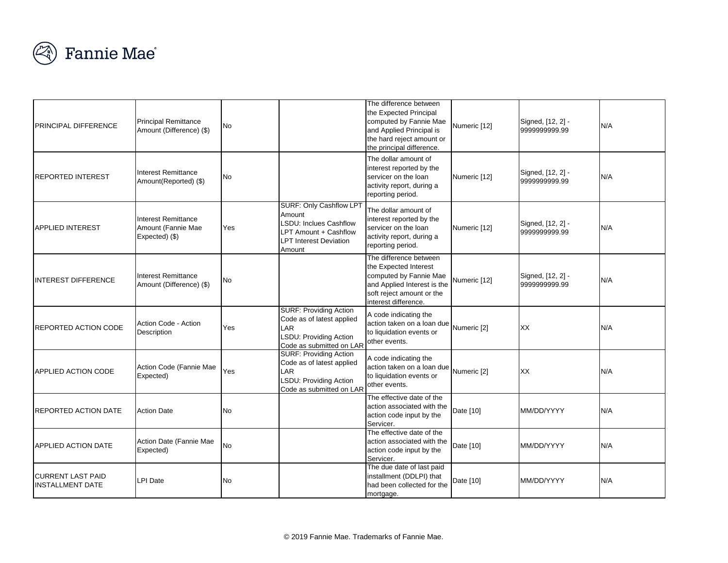| | | | | | | | |
|---|---|---|---|---|---|---|---|
| PRINCIPAL DIFFERENCE | Principal Remittance Amount (Difference) ($) | No | | The difference between the Expected Principal computed by Fannie Mae and Applied Principal is the hard reject amount or the principal difference. | Numeric [12] | Signed, [12, 2] - 9999999999.99 | N/A |
| REPORTED INTEREST | Interest Remittance Amount(Reported) ($) | No | | The dollar amount of interest reported by the servicer on the loan activity report, during a reporting period. | Numeric [12] | Signed, [12, 2] - 9999999999.99 | N/A |
| APPLIED INTEREST | Interest Remittance Amount (Fannie Mae Expected) ($) | Yes | SURF: Only Cashflow LPT Amount<br>LSDU: Inclues Cashflow LPT Amount + Cashflow LPT Interest Deviation Amount | The dollar amount of interest reported by the servicer on the loan activity report, during a reporting period. | Numeric [12] | Signed, [12, 2] - 9999999999.99 | N/A |
| INTEREST DIFFERENCE | Interest Remittance Amount (Difference) ($) | No | | The difference between the Expected Interest computed by Fannie Mae and Applied Interest is the soft reject amount or the interest difference. | Numeric [12] | Signed, [12, 2] - 9999999999.99 | N/A |
| REPORTED ACTION CODE | Action Code - Action Description | Yes | SURF: Providing Action Code as of latest applied LAR<br>LSDU: Providing Action Code as submitted on LAR | A code indicating the action taken on a loan due to liquidation events or other events. | Numeric [2] | XX | N/A |
| APPLIED ACTION CODE | Action Code (Fannie Mae Expected) | Yes | SURF: Providing Action Code as of latest applied LAR<br>LSDU: Providing Action Code as submitted on LAR | A code indicating the action taken on a loan due to liquidation events or other events. | Numeric [2] | XX | N/A |
| REPORTED ACTION DATE | Action Date | No | | The effective date of the action associated with the action code input by the Servicer. | Date [10] | MM/DD/YYYY | N/A |
| APPLIED ACTION DATE | Action Date (Fannie Mae Expected) | No | | The effective date of the action associated with the action code input by the Servicer. | Date [10] | MM/DD/YYYY | N/A |
| CURRENT LAST PAID INSTALLMENT DATE | LPI Date | No | | The due date of last paid installment (DDLPI) that had been collected for the mortgage. | Date [10] | MM/DD/YYYY | N/A |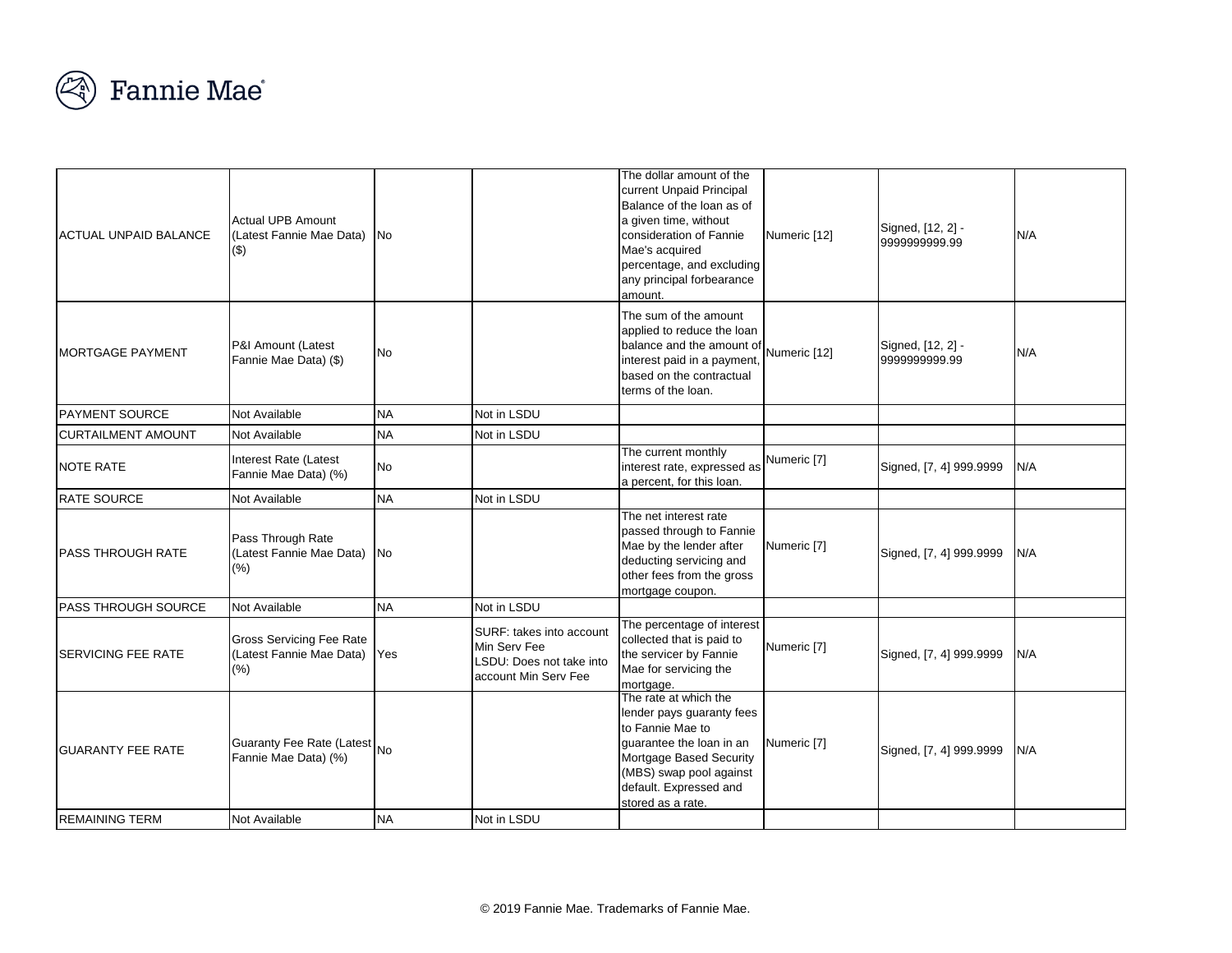| | | | | | | | |
|---|---|---|---|---|---|---|---|
| ACTUAL UNPAID BALANCE | Actual UPB Amount (Latest Fannie Mae Data) ($) | No | | The dollar amount of the current Unpaid Principal Balance of the loan as of a given time, without consideration of Fannie Mae's acquired percentage, and excluding any principal forbearance amount. | Numeric [12] | Signed, [12, 2] - 9999999999.99 | N/A |
| MORTGAGE PAYMENT | P&I Amount (Latest Fannie Mae Data) ($) | No | | The sum of the amount applied to reduce the loan balance and the amount of interest paid in a payment, based on the contractual terms of the loan. | Numeric [12] | Signed, [12, 2] - 9999999999.99 | N/A |
| PAYMENT SOURCE | Not Available | NA | Not in LSDU | | | | |
| CURTAILMENT AMOUNT | Not Available | NA | Not in LSDU | | | | |
| NOTE RATE | Interest Rate (Latest Fannie Mae Data) (%) | No | | The current monthly interest rate, expressed as a percent, for this loan. | Numeric [7] | Signed, [7, 4] 999.9999 | N/A |
| RATE SOURCE | Not Available | NA | Not in LSDU | | | | |
| PASS THROUGH RATE | Pass Through Rate (Latest Fannie Mae Data) (%) | No | | The net interest rate passed through to Fannie Mae by the lender after deducting servicing and other fees from the gross mortgage coupon. | Numeric [7] | Signed, [7, 4] 999.9999 | N/A |
| PASS THROUGH SOURCE | Not Available | NA | Not in LSDU | | | | |
| SERVICING FEE RATE | Gross Servicing Fee Rate (Latest Fannie Mae Data) (%) | Yes | SURF: takes into account Min Serv Fee LSDU: Does not take into account Min Serv Fee | The percentage of interest collected that is paid to the servicer by Fannie Mae for servicing the mortgage. | Numeric [7] | Signed, [7, 4] 999.9999 | N/A |
| GUARANTY FEE RATE | Guaranty Fee Rate (Latest Fannie Mae Data) (%) | No | | The rate at which the lender pays guaranty fees to Fannie Mae to guarantee the loan in an Mortgage Based Security (MBS) swap pool against default. Expressed and stored as a rate. | Numeric [7] | Signed, [7, 4] 999.9999 | N/A |
| REMAINING TERM | Not Available | NA | Not in LSDU | | | | |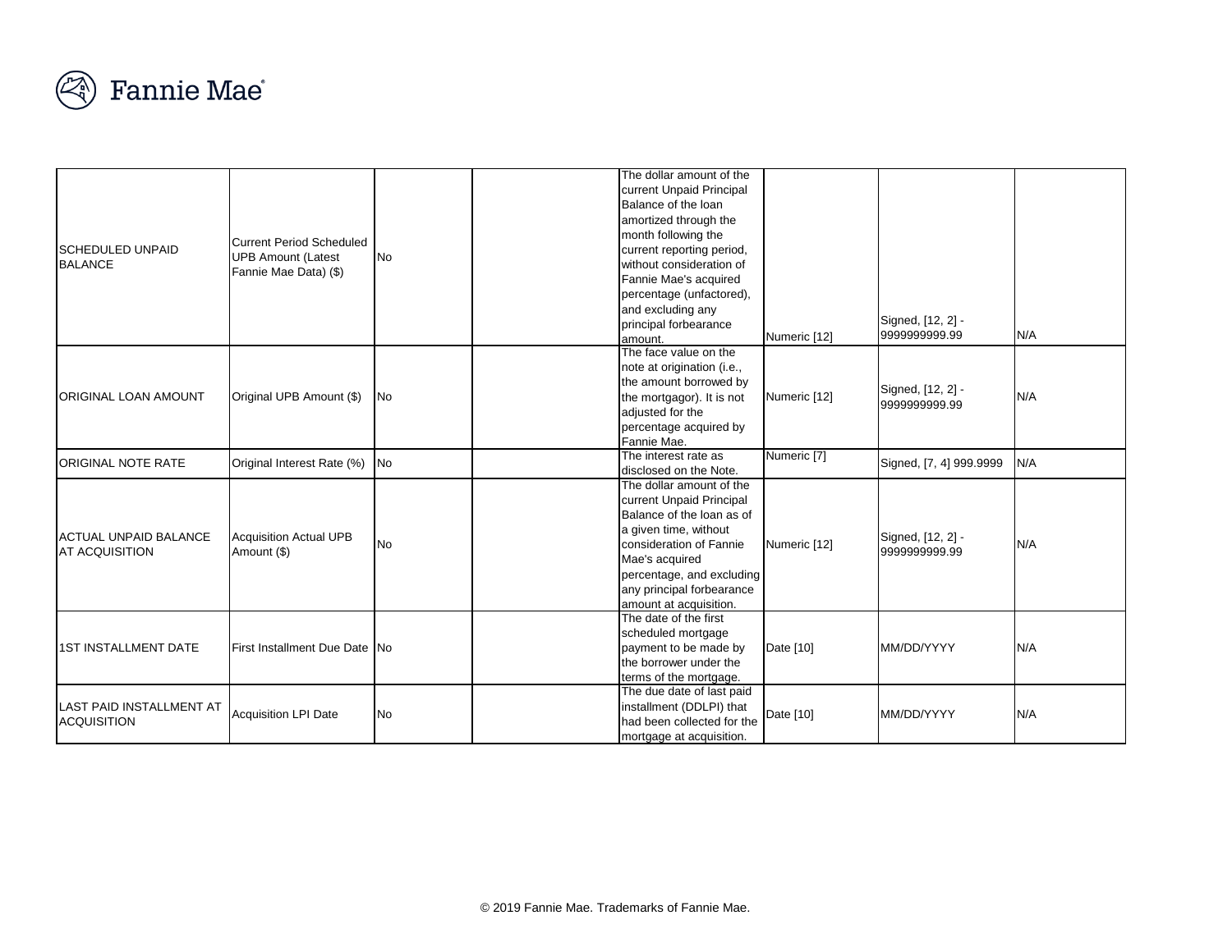| SCHEDULED UNPAID BALANCE | Current Period Scheduled UPB Amount (Latest Fannie Mae Data) ($) | No | | The dollar amount of the current Unpaid Principal Balance of the loan amortized through the month following the current reporting period, without consideration of Fannie Mae's acquired percentage (unfactored), and excluding any principal forbearance amount. | Numeric [12] | Signed, [12, 2] - 9999999999.99 | N/A |
|---|---|---|---|---|---|---|---|
| ORIGINAL LOAN AMOUNT | Original UPB Amount ($) | No | | The face value on the note at origination (i.e., the amount borrowed by the mortgagor). It is not adjusted for the percentage acquired by Fannie Mae. | Numeric [12] | Signed, [12, 2] - 9999999999.99 | N/A |
| ORIGINAL NOTE RATE | Original Interest Rate (%) | No | | The interest rate as disclosed on the Note. | Numeric [7] | Signed, [7, 4] 999.9999 | N/A |
| ACTUAL UNPAID BALANCE AT ACQUISITION | Acquisition Actual UPB Amount ($) | No | | The dollar amount of the current Unpaid Principal Balance of the loan as of a given time, without consideration of Fannie Mae's acquired percentage, and excluding any principal forbearance amount at acquisition. | Numeric [12] | Signed, [12, 2] - 9999999999.99 | N/A |
| 1ST INSTALLMENT DATE | First Installment Due Date | No | | The date of the first scheduled mortgage payment to be made by the borrower under the terms of the mortgage. | Date [10] | MM/DD/YYYY | N/A |
| LAST PAID INSTALLMENT AT ACQUISITION | Acquisition LPI Date | No | | The due date of last paid installment (DDLPI) that had been collected for the mortgage at acquisition. | Date [10] | MM/DD/YYYY | N/A |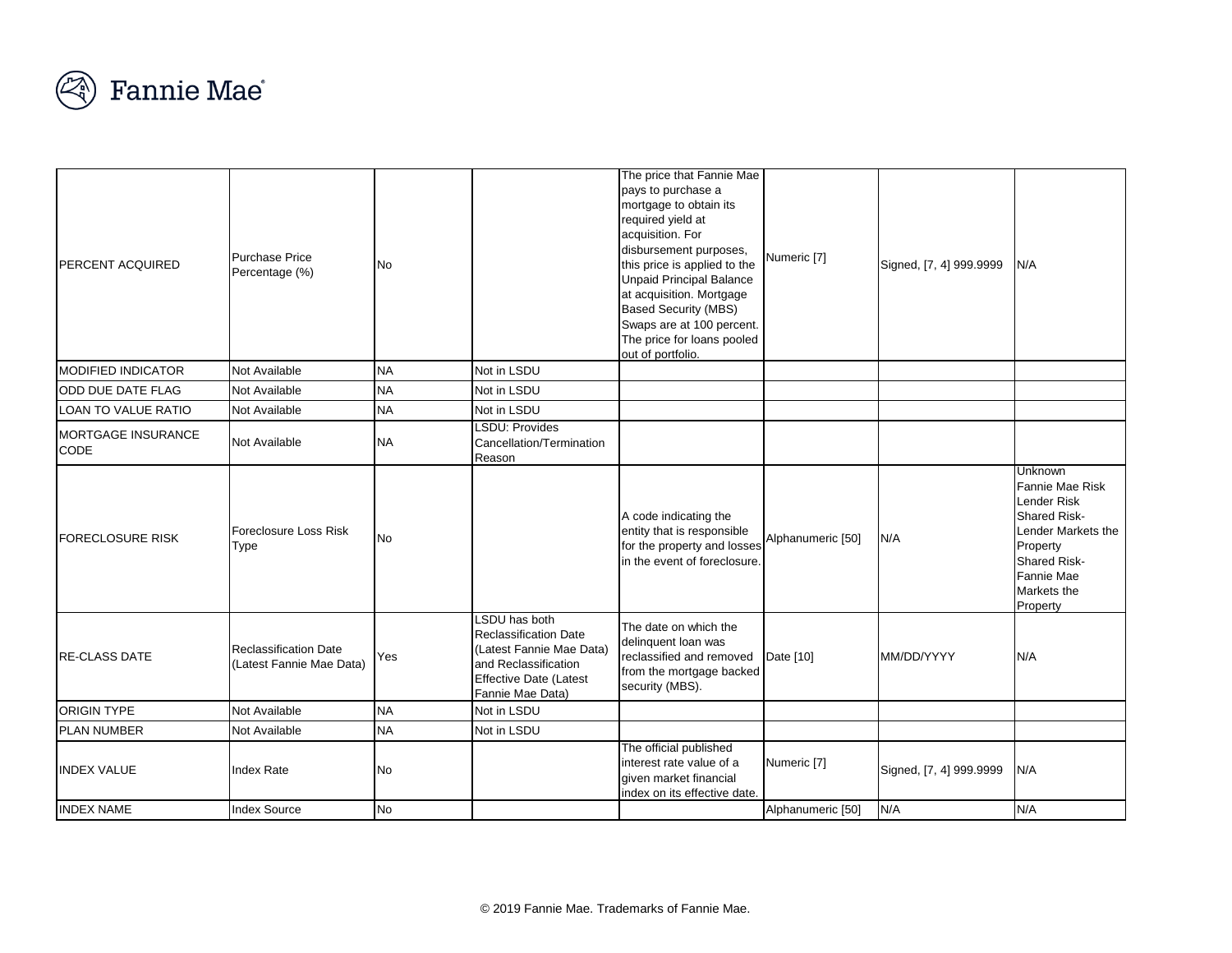| | | | | | | | |
|---|---|---|---|---|---|---|---|
| PERCENT ACQUIRED | Purchase Price Percentage (%) | No | | The price that Fannie Mae pays to purchase a mortgage to obtain its required yield at acquisition. For disbursement purposes, this price is applied to the Unpaid Principal Balance at acquisition. Mortgage Based Security (MBS) Swaps are at 100 percent. The price for loans pooled out of portfolio. | Numeric [7] | Signed, [7, 4] 999.9999 | N/A |
| MODIFIED INDICATOR | Not Available | NA | Not in LSDU | | | | |
| ODD DUE DATE FLAG | Not Available | NA | Not in LSDU | | | | |
| LOAN TO VALUE RATIO | Not Available | NA | Not in LSDU | | | | |
| MORTGAGE INSURANCE CODE | Not Available | NA | LSDU: Provides Cancellation/Termination Reason | | | | |
| FORECLOSURE RISK | Foreclosure Loss Risk Type | No | | A code indicating the entity that is responsible for the property and losses in the event of foreclosure. | Alphanumeric [50] | N/A | Unknown<br>Fannie Mae Risk<br>Lender Risk<br>Shared Risk-Lender Markets the Property<br>Shared Risk-Fannie Mae Markets the Property |
| RE-CLASS DATE | Reclassification Date (Latest Fannie Mae Data) | Yes | LSDU has both Reclassification Date (Latest Fannie Mae Data) and Reclassification Effective Date (Latest Fannie Mae Data) | The date on which the delinquent loan was reclassified and removed from the mortgage backed security (MBS). | Date [10] | MM/DD/YYYY | N/A |
| ORIGIN TYPE | Not Available | NA | Not in LSDU | | | | |
| PLAN NUMBER | Not Available | NA | Not in LSDU | | | | |
| INDEX VALUE | Index Rate | No | | The official published interest rate value of a given market financial index on its effective date. | Numeric [7] | Signed, [7, 4] 999.9999 | N/A |
| INDEX NAME | Index Source | No | | | Alphanumeric [50] | N/A | N/A |

© 2019 Fannie Mae. Trademarks of Fannie Mae.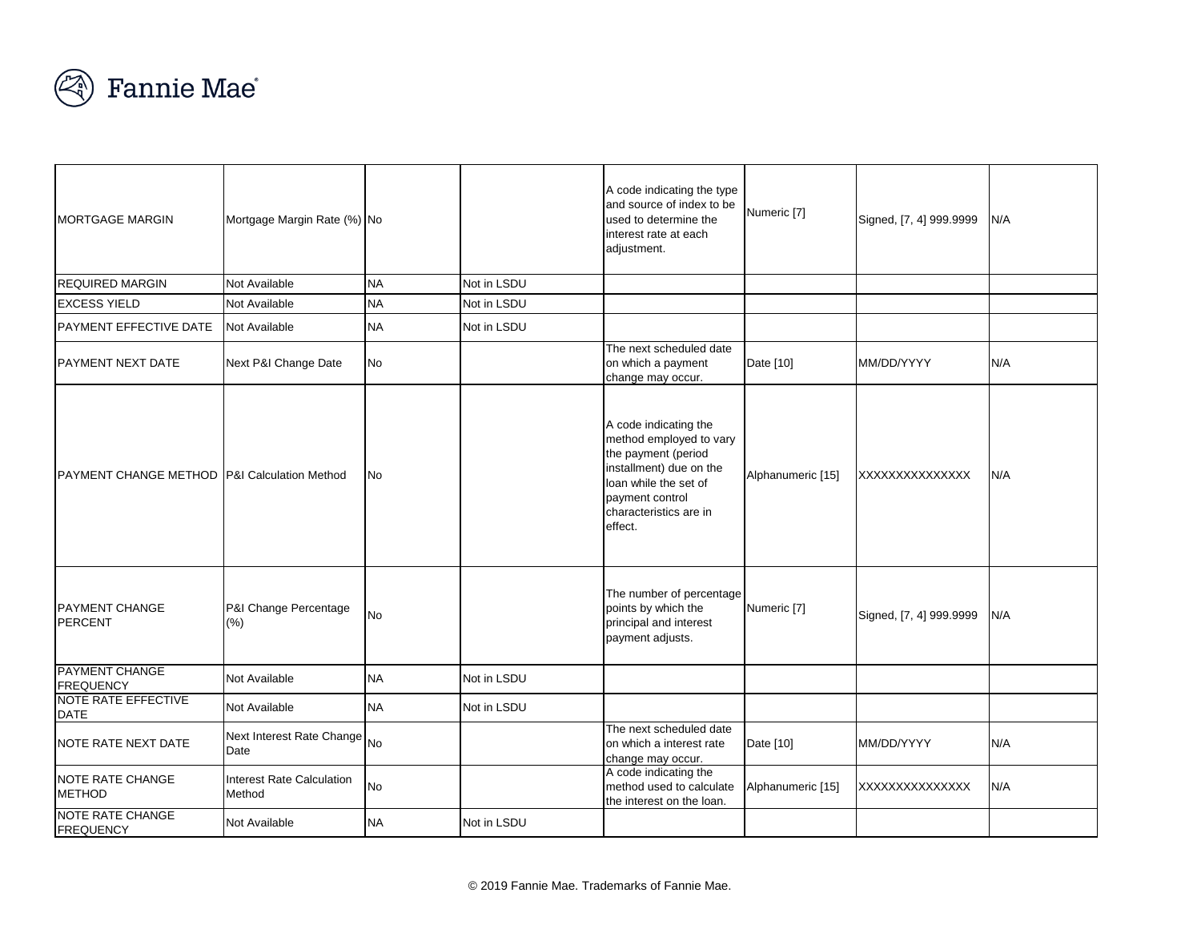| | | | | | | | |
|---|---|---|---|---|---|---|---|
| MORTGAGE MARGIN | Mortgage Margin Rate (%) | No | | A code indicating the type and source of index to be used to determine the interest rate at each adjustment. | Numeric [7] | Signed, [7, 4] 999.9999 | N/A |
| REQUIRED MARGIN | Not Available | NA | Not in LSDU | | | | |
| EXCESS YIELD | Not Available | NA | Not in LSDU | | | | |
| PAYMENT EFFECTIVE DATE | Not Available | NA | Not in LSDU | | | | |
| PAYMENT NEXT DATE | Next P&I Change Date | No | | The next scheduled date on which a payment change may occur. | Date [10] | MM/DD/YYYY | N/A |
| PAYMENT CHANGE METHOD | P&I Calculation Method | No | | A code indicating the method employed to vary the payment (period installment) due on the loan while the set of payment control characteristics are in effect. | Alphanumeric [15] | XXXXXXXXXXXXXXX | N/A |
| PAYMENT CHANGE PERCENT | P&I Change Percentage (%) | No | | The number of percentage points by which the principal and interest payment adjusts. | Numeric [7] | Signed, [7, 4] 999.9999 | N/A |
| PAYMENT CHANGE FREQUENCY | Not Available | NA | Not in LSDU | | | | |
| NOTE RATE EFFECTIVE DATE | Not Available | NA | Not in LSDU | | | | |
| NOTE RATE NEXT DATE | Next Interest Rate Change Date | No | | The next scheduled date on which a interest rate change may occur. | Date [10] | MM/DD/YYYY | N/A |
| NOTE RATE CHANGE METHOD | Interest Rate Calculation Method | No | | A code indicating the method used to calculate the interest on the loan. | Alphanumeric [15] | XXXXXXXXXXXXXXX | N/A |
| NOTE RATE CHANGE FREQUENCY | Not Available | NA | Not in LSDU | | | | |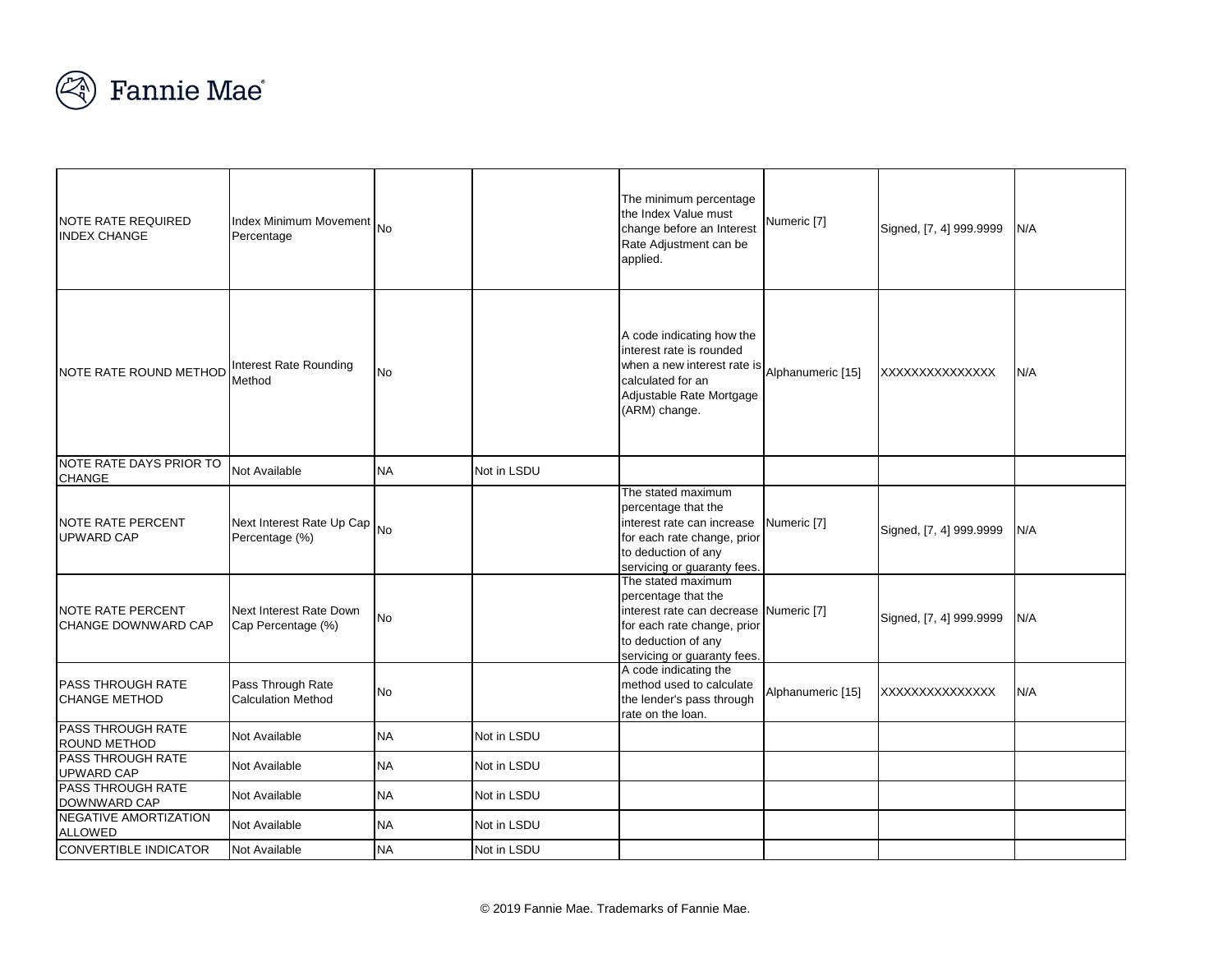| | | | | | | | |
|---|---|---|---|---|---|---|---|
| NOTE RATE REQUIRED INDEX CHANGE | Index Minimum Movement Percentage | No | | The minimum percentage the Index Value must change before an Interest Rate Adjustment can be applied. | Numeric [7] | Signed, [7, 4] 999.9999 | N/A |
| NOTE RATE ROUND METHOD | Interest Rate Rounding Method | No | | A code indicating how the interest rate is rounded when a new interest rate is calculated for an Adjustable Rate Mortgage (ARM) change. | Alphanumeric [15] | XXXXXXXXXXXXXXX | N/A |
| NOTE RATE DAYS PRIOR TO CHANGE | Not Available | NA | Not in LSDU | | | | |
| NOTE RATE PERCENT UPWARD CAP | Next Interest Rate Up Cap Percentage (%) | No | | The stated maximum percentage that the interest rate can increase for each rate change, prior to deduction of any servicing or guaranty fees. | Numeric [7] | Signed, [7, 4] 999.9999 | N/A |
| NOTE RATE PERCENT CHANGE DOWNWARD CAP | Next Interest Rate Down Cap Percentage (%) | No | | The stated maximum percentage that the interest rate can decrease for each rate change, prior to deduction of any servicing or guaranty fees. | Numeric [7] | Signed, [7, 4] 999.9999 | N/A |
| PASS THROUGH RATE CHANGE METHOD | Pass Through Rate Calculation Method | No | | A code indicating the method used to calculate the lender's pass through rate on the loan. | Alphanumeric [15] | XXXXXXXXXXXXXXX | N/A |
| PASS THROUGH RATE ROUND METHOD | Not Available | NA | Not in LSDU | | | | |
| PASS THROUGH RATE UPWARD CAP | Not Available | NA | Not in LSDU | | | | |
| PASS THROUGH RATE DOWNWARD CAP | Not Available | NA | Not in LSDU | | | | |
| NEGATIVE AMORTIZATION ALLOWED | Not Available | NA | Not in LSDU | | | | |
| CONVERTIBLE INDICATOR | Not Available | NA | Not in LSDU | | | | |